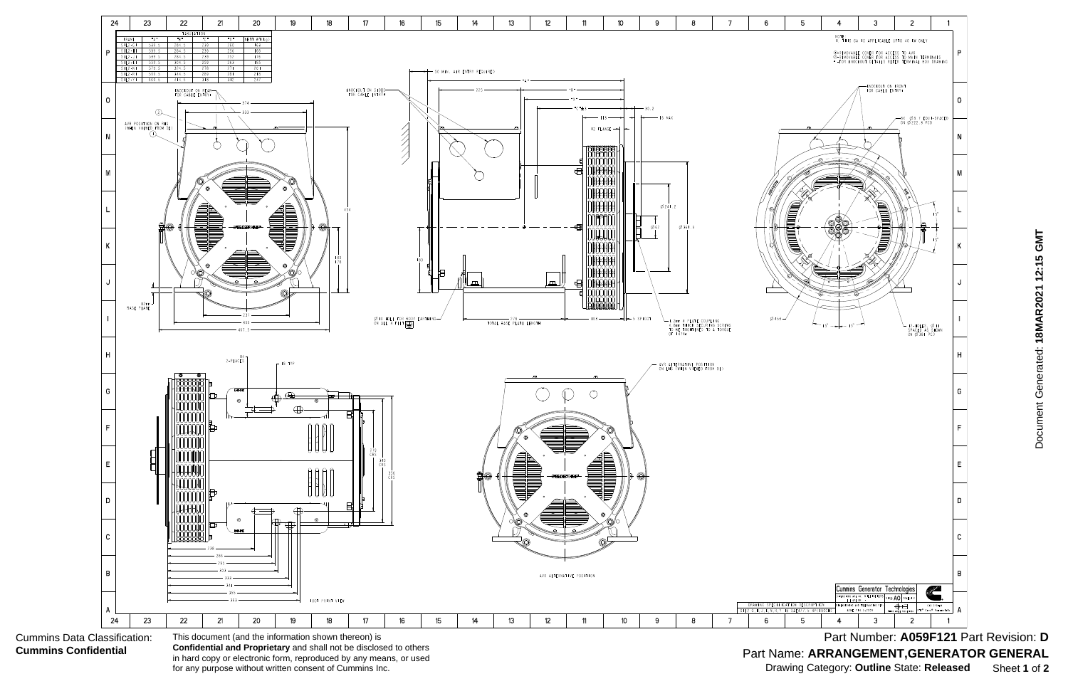| FRAME | "A" | "B" | "C" | "D" | NETT WT(kg) |
|---|---|---|---|---|---|
| S1L2-C1 | 589.5 | 284.5 | 238 | 260 | 162 |
| S1L2-D1 | 589.5 | 284.5 | 238 | 256 | 168 |
| S1L2-E1 | 589.5 | 284.5 | 238 | 252 | 176 |
| S1L2-F1 | 659.5 | 354.5 | 250 | 263 | 183 |
| S1L2-G1 | 679.5 | 374.5 | 278 | 271 | 201 |
| S1L2-H1 | 699.5 | 394.5 | 289 | 281 | 215 |
| S1L2-J1 | 669.5 | 414.5 | 316 | 317 | 247 |

NOTE
1. THIS CA IS APPLICABLE UPTO 40 KW ONLY

①=REMOVABLE COVER FOR ACCESS TO AVR
②=REMOVABLE COVER FOR ACCESS TO MAIN TERMINALS
* =FOR KNOCKOUT DETAILS REFER TERMINAL BOX DRAWING

KNOCKOUT ON REAR FOR CABLE ENTRY

AVR POSITION ON RHS (WHEN VIEWED FROM DE)

KNOCKOUT ON SIDES FOR CABLE ENTRY

50 MIN. AIR ENTRY REQUIRED

KNOCKOUT ON FRONT FOR CABLE ENTRY

6X Ø9.1 EQUI-SPACED ON Ø222.3 PCD

10mm BASE PLATE

Ø16 HOLE FOR BODY EARTHING ON ALL 4 FEET

778 TOTAL BASE PLATE LENGTH

6.5mm 4 PLATE COUPLING
6.0mm THICK SECURING SCREWS TO BE TIGHTENED TO A TORQUE OF 107Nm

12-HOLES, Ø11 SPACED AS SHOWN ON Ø381 PCD

AVR ALTERNATIVE POSITION ON LHS (WHEN VIEWED FROM DE)

AVR ALTERNATIVE POSITION

FOOT PRINT VIEW

Cummins Generator Technologies

Cummins Data Classification: **Cummins Confidential**

This document (and the information shown thereon) is **Confidential and Proprietary** and shall not be disclosed to others in hard copy or electronic form, reproduced by any means, or used for any purpose without written consent of Cummins Inc.

Part Number: **A059F121** Part Revision: **D**

Part Name: **ARRANGEMENT,GENERATOR GENERAL**

Drawing Category: **Outline** State: **Released**

Document Generated: **18MAR2021 12:15 GMT**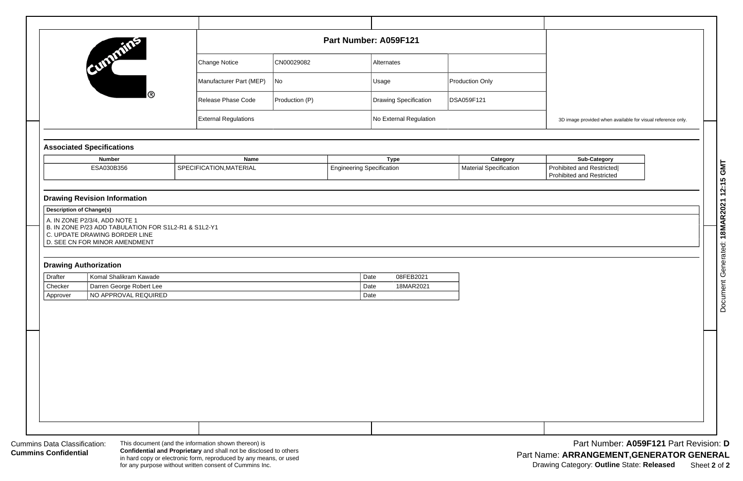## Part Number: A059F121

| | | | |
|---|---|---|---|
| Change Notice | CN00029082 | Alternates | |
| Manufacturer Part (MEP) | No | Usage | Production Only |
| Release Phase Code | Production (P) | Drawing Specification | DSA059F121 |
| External Regulations | | No External Regulation | |

3D image provided when available for visual reference only.

### Associated Specifications

| Number | Name | Type | Category | Sub-Category |
|---|---|---|---|---|
| ESA030B356 | SPECIFICATION,MATERIAL | Engineering Specification | Material Specification | Prohibited and Restricted\| Prohibited and Restricted |

### Drawing Revision Information

**Description of Change(s)**

A. IN ZONE P2/3/4, ADD NOTE 1
B. IN ZONE P/23 ADD TABULATION FOR S1L2-R1 & S1L2-Y1
C. UPDATE DRAWING BORDER LINE
D. SEE CN FOR MINOR AMENDMENT

### Drawing Authorization

| | | | |
|---|---|---|---|
| Drafter | Komal Shalikram Kawade | Date | 08FEB2021 |
| Checker | Darren George Robert Lee | Date | 18MAR2021 |
| Approver | NO APPROVAL REQUIRED | Date | |

Document Generated: **18MAR2021 12:15 GMT**

Cummins Data Classification: **Cummins Confidential**

This document (and the information shown thereon) is **Confidential and Proprietary** and shall not be disclosed to others in hard copy or electronic form, reproduced by any means, or used for any purpose without written consent of Cummins Inc.

Part Number: **A059F121** Part Revision: **D**
Part Name: **ARRANGEMENT,GENERATOR GENERAL**
Drawing Category: **Outline** State: **Released**